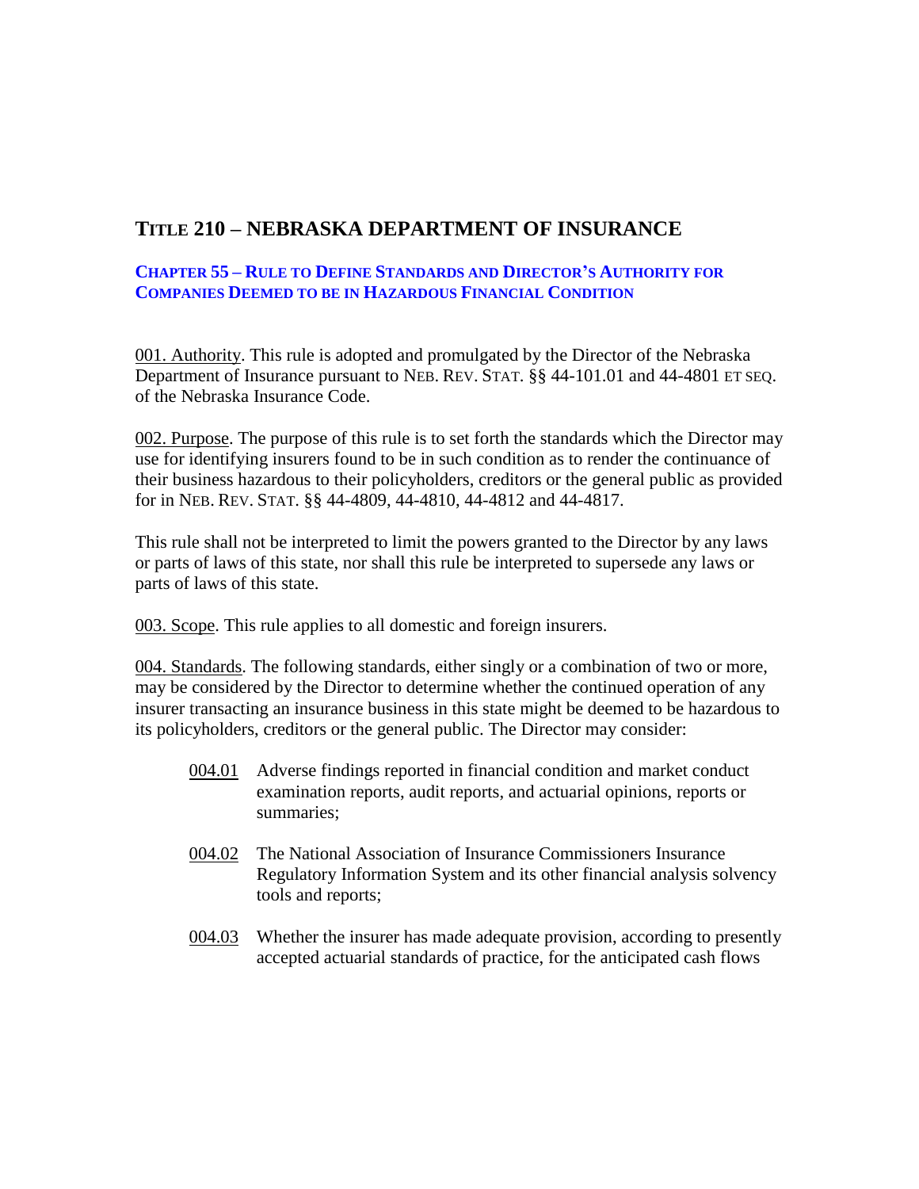# TITLE 210 – NEBRASKA DEPARTMENT OF INSURANCE

## CHAPTER 55 – RULE TO DEFINE STANDARDS AND DIRECTOR'S AUTHORITY FOR COMPANIES DEEMED TO BE IN HAZARDOUS FINANCIAL CONDITION

001. Authority. This rule is adopted and promulgated by the Director of the Nebraska Department of Insurance pursuant to NEB. REV. STAT. §§ 44-101.01 and 44-4801 ET SEQ. of the Nebraska Insurance Code.

002. Purpose. The purpose of this rule is to set forth the standards which the Director may use for identifying insurers found to be in such condition as to render the continuance of their business hazardous to their policyholders, creditors or the general public as provided for in NEB. REV. STAT. §§ 44-4809, 44-4810, 44-4812 and 44-4817.

This rule shall not be interpreted to limit the powers granted to the Director by any laws or parts of laws of this state, nor shall this rule be interpreted to supersede any laws or parts of laws of this state.

003. Scope. This rule applies to all domestic and foreign insurers.

004. Standards. The following standards, either singly or a combination of two or more, may be considered by the Director to determine whether the continued operation of any insurer transacting an insurance business in this state might be deemed to be hazardous to its policyholders, creditors or the general public. The Director may consider:

004.01 Adverse findings reported in financial condition and market conduct examination reports, audit reports, and actuarial opinions, reports or summaries;

004.02 The National Association of Insurance Commissioners Insurance Regulatory Information System and its other financial analysis solvency tools and reports;

004.03 Whether the insurer has made adequate provision, according to presently accepted actuarial standards of practice, for the anticipated cash flows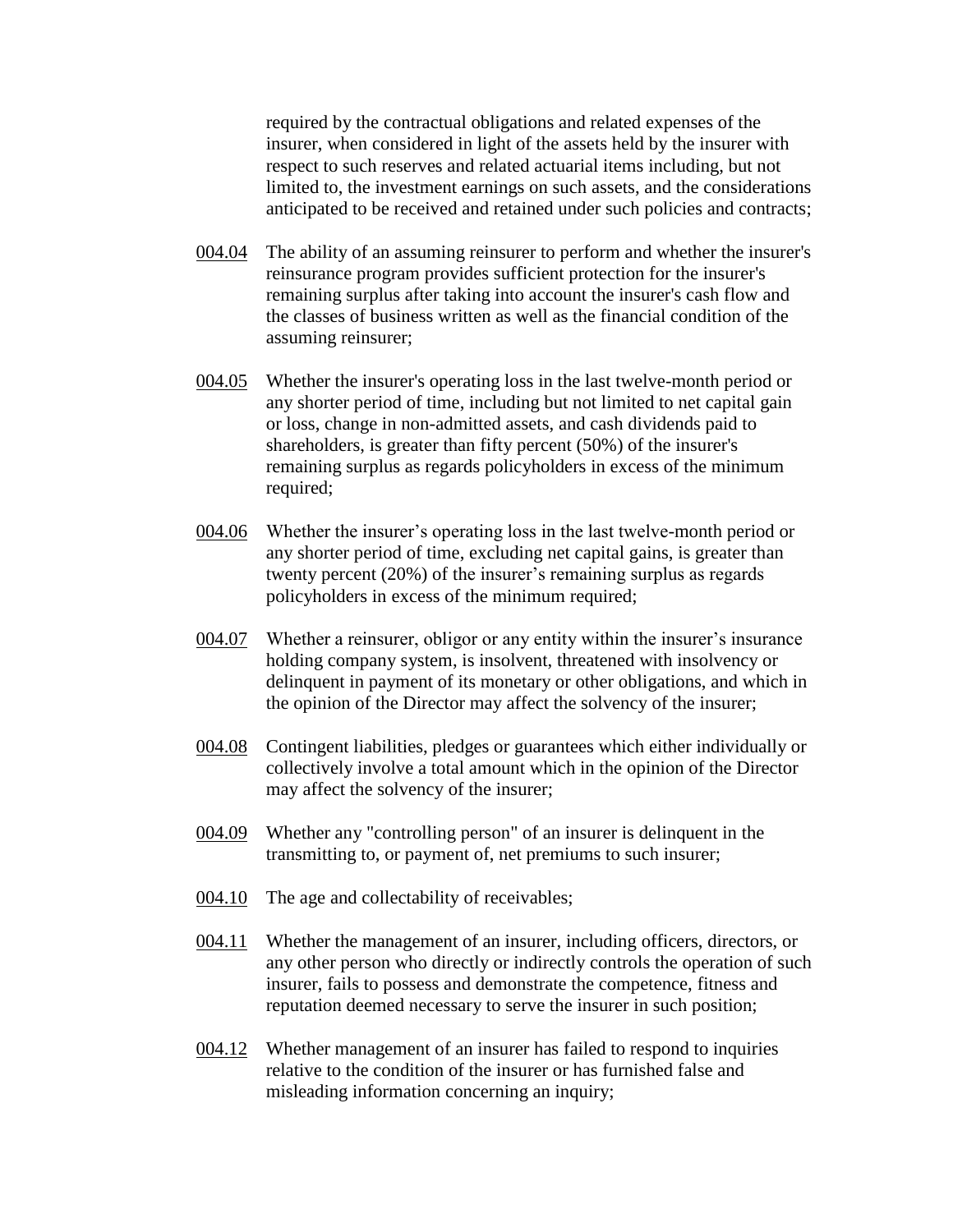required by the contractual obligations and related expenses of the insurer, when considered in light of the assets held by the insurer with respect to such reserves and related actuarial items including, but not limited to, the investment earnings on such assets, and the considerations anticipated to be received and retained under such policies and contracts;

004.04 The ability of an assuming reinsurer to perform and whether the insurer's reinsurance program provides sufficient protection for the insurer's remaining surplus after taking into account the insurer's cash flow and the classes of business written as well as the financial condition of the assuming reinsurer;

004.05 Whether the insurer's operating loss in the last twelve-month period or any shorter period of time, including but not limited to net capital gain or loss, change in non-admitted assets, and cash dividends paid to shareholders, is greater than fifty percent (50%) of the insurer's remaining surplus as regards policyholders in excess of the minimum required;

004.06 Whether the insurer's operating loss in the last twelve-month period or any shorter period of time, excluding net capital gains, is greater than twenty percent (20%) of the insurer's remaining surplus as regards policyholders in excess of the minimum required;

004.07 Whether a reinsurer, obligor or any entity within the insurer's insurance holding company system, is insolvent, threatened with insolvency or delinquent in payment of its monetary or other obligations, and which in the opinion of the Director may affect the solvency of the insurer;

004.08 Contingent liabilities, pledges or guarantees which either individually or collectively involve a total amount which in the opinion of the Director may affect the solvency of the insurer;

004.09 Whether any "controlling person" of an insurer is delinquent in the transmitting to, or payment of, net premiums to such insurer;

004.10 The age and collectability of receivables;

004.11 Whether the management of an insurer, including officers, directors, or any other person who directly or indirectly controls the operation of such insurer, fails to possess and demonstrate the competence, fitness and reputation deemed necessary to serve the insurer in such position;

004.12 Whether management of an insurer has failed to respond to inquiries relative to the condition of the insurer or has furnished false and misleading information concerning an inquiry;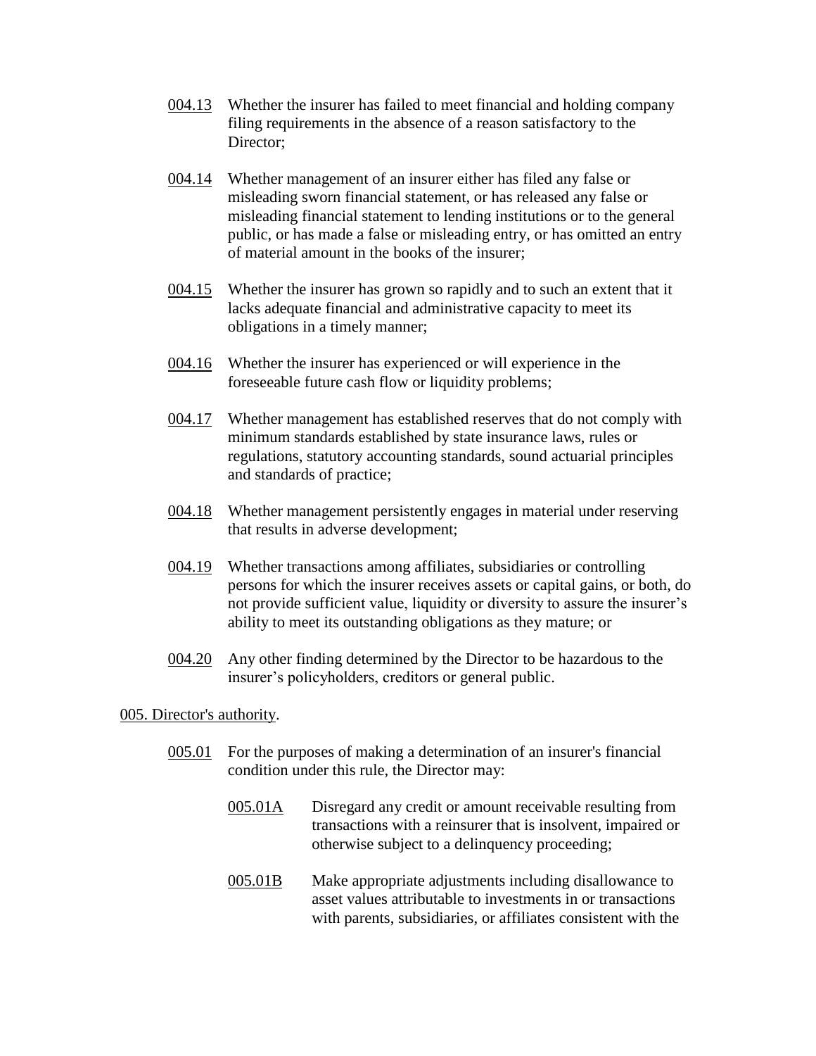004.13 Whether the insurer has failed to meet financial and holding company filing requirements in the absence of a reason satisfactory to the Director;

004.14 Whether management of an insurer either has filed any false or misleading sworn financial statement, or has released any false or misleading financial statement to lending institutions or to the general public, or has made a false or misleading entry, or has omitted an entry of material amount in the books of the insurer;

004.15 Whether the insurer has grown so rapidly and to such an extent that it lacks adequate financial and administrative capacity to meet its obligations in a timely manner;

004.16 Whether the insurer has experienced or will experience in the foreseeable future cash flow or liquidity problems;

004.17 Whether management has established reserves that do not comply with minimum standards established by state insurance laws, rules or regulations, statutory accounting standards, sound actuarial principles and standards of practice;

004.18 Whether management persistently engages in material under reserving that results in adverse development;

004.19 Whether transactions among affiliates, subsidiaries or controlling persons for which the insurer receives assets or capital gains, or both, do not provide sufficient value, liquidity or diversity to assure the insurer's ability to meet its outstanding obligations as they mature; or

004.20 Any other finding determined by the Director to be hazardous to the insurer's policyholders, creditors or general public.

005. Director's authority.

005.01 For the purposes of making a determination of an insurer's financial condition under this rule, the Director may:

005.01A Disregard any credit or amount receivable resulting from transactions with a reinsurer that is insolvent, impaired or otherwise subject to a delinquency proceeding;

005.01B Make appropriate adjustments including disallowance to asset values attributable to investments in or transactions with parents, subsidiaries, or affiliates consistent with the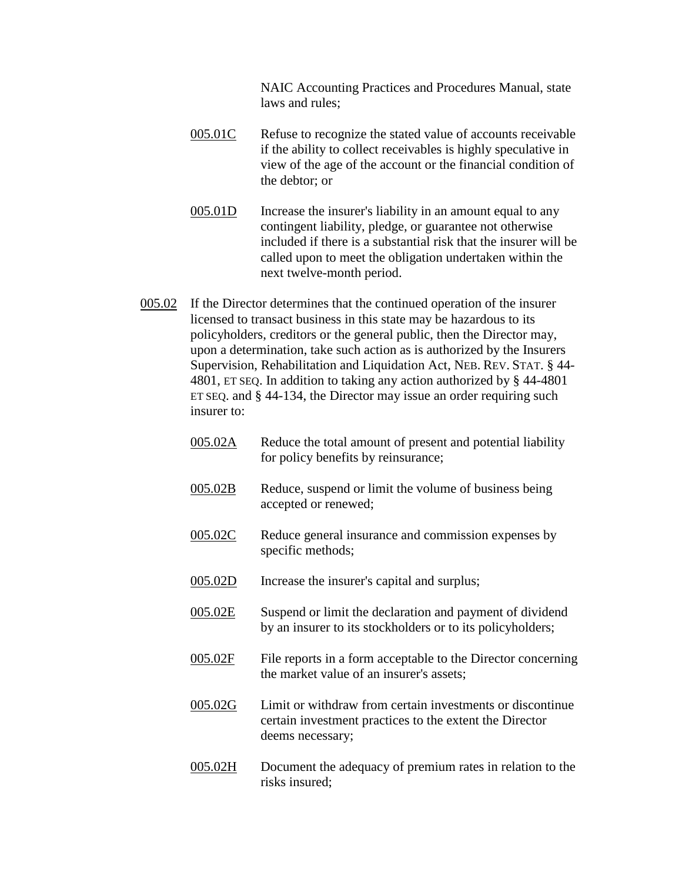NAIC Accounting Practices and Procedures Manual, state laws and rules;

005.01C Refuse to recognize the stated value of accounts receivable if the ability to collect receivables is highly speculative in view of the age of the account or the financial condition of the debtor; or

005.01D Increase the insurer's liability in an amount equal to any contingent liability, pledge, or guarantee not otherwise included if there is a substantial risk that the insurer will be called upon to meet the obligation undertaken within the next twelve-month period.

005.02 If the Director determines that the continued operation of the insurer licensed to transact business in this state may be hazardous to its policyholders, creditors or the general public, then the Director may, upon a determination, take such action as is authorized by the Insurers Supervision, Rehabilitation and Liquidation Act, NEB. REV. STAT. § 44-4801, ET SEQ. In addition to taking any action authorized by § 44-4801 ET SEQ. and § 44-134, the Director may issue an order requiring such insurer to:

005.02A Reduce the total amount of present and potential liability for policy benefits by reinsurance;

005.02B Reduce, suspend or limit the volume of business being accepted or renewed;

005.02C Reduce general insurance and commission expenses by specific methods;

005.02D Increase the insurer's capital and surplus;

005.02E Suspend or limit the declaration and payment of dividend by an insurer to its stockholders or to its policyholders;

005.02F File reports in a form acceptable to the Director concerning the market value of an insurer's assets;

005.02G Limit or withdraw from certain investments or discontinue certain investment practices to the extent the Director deems necessary;

005.02H Document the adequacy of premium rates in relation to the risks insured;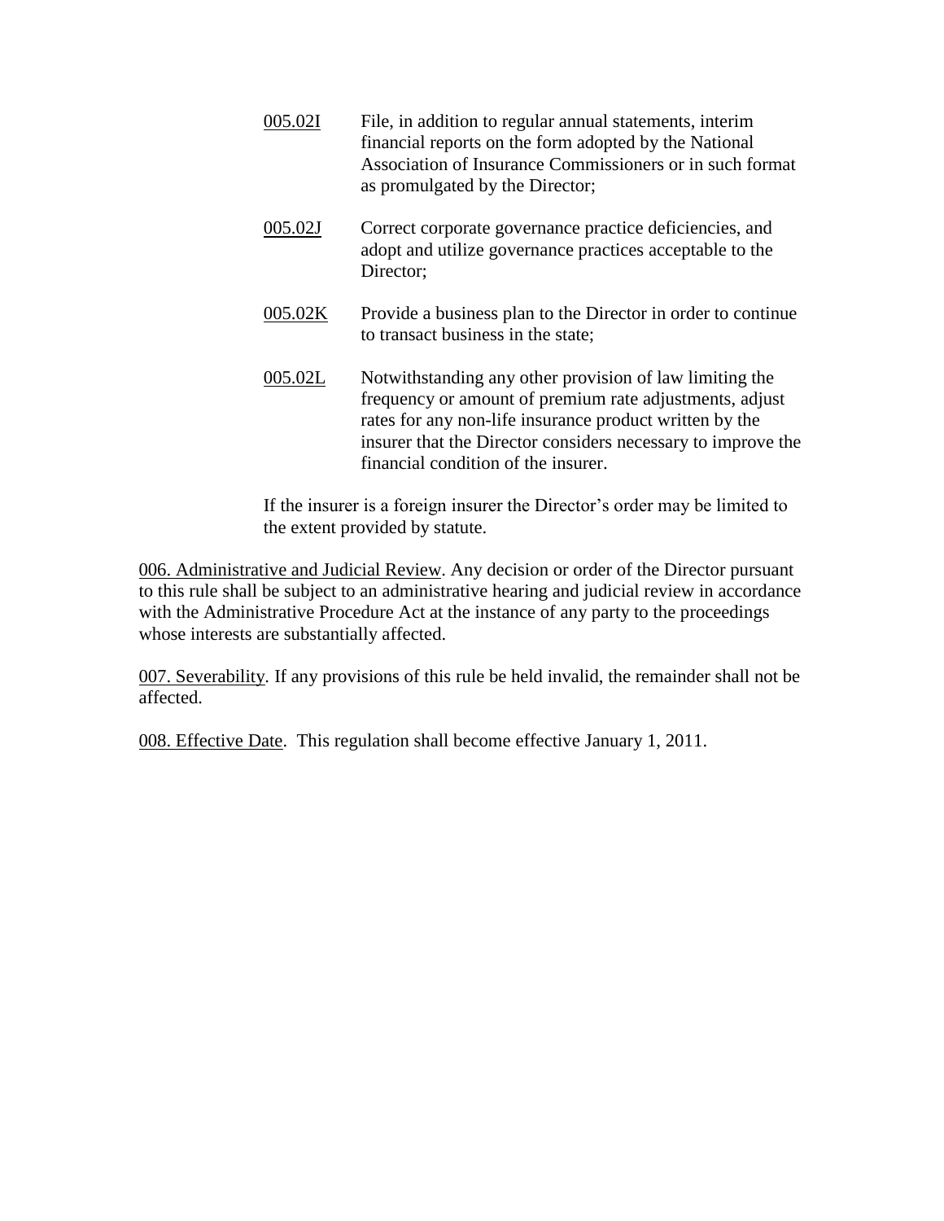<u>005.02I</u> File, in addition to regular annual statements, interim financial reports on the form adopted by the National Association of Insurance Commissioners or in such format as promulgated by the Director;

<u>005.02J</u> Correct corporate governance practice deficiencies, and adopt and utilize governance practices acceptable to the Director;

<u>005.02K</u> Provide a business plan to the Director in order to continue to transact business in the state;

<u>005.02L</u> Notwithstanding any other provision of law limiting the frequency or amount of premium rate adjustments, adjust rates for any non-life insurance product written by the insurer that the Director considers necessary to improve the financial condition of the insurer.

If the insurer is a foreign insurer the Director's order may be limited to the extent provided by statute.

<u>006. Administrative and Judicial Review</u>. Any decision or order of the Director pursuant to this rule shall be subject to an administrative hearing and judicial review in accordance with the Administrative Procedure Act at the instance of any party to the proceedings whose interests are substantially affected.

<u>007. Severability</u>. If any provisions of this rule be held invalid, the remainder shall not be affected.

<u>008. Effective Date</u>. This regulation shall become effective January 1, 2011.